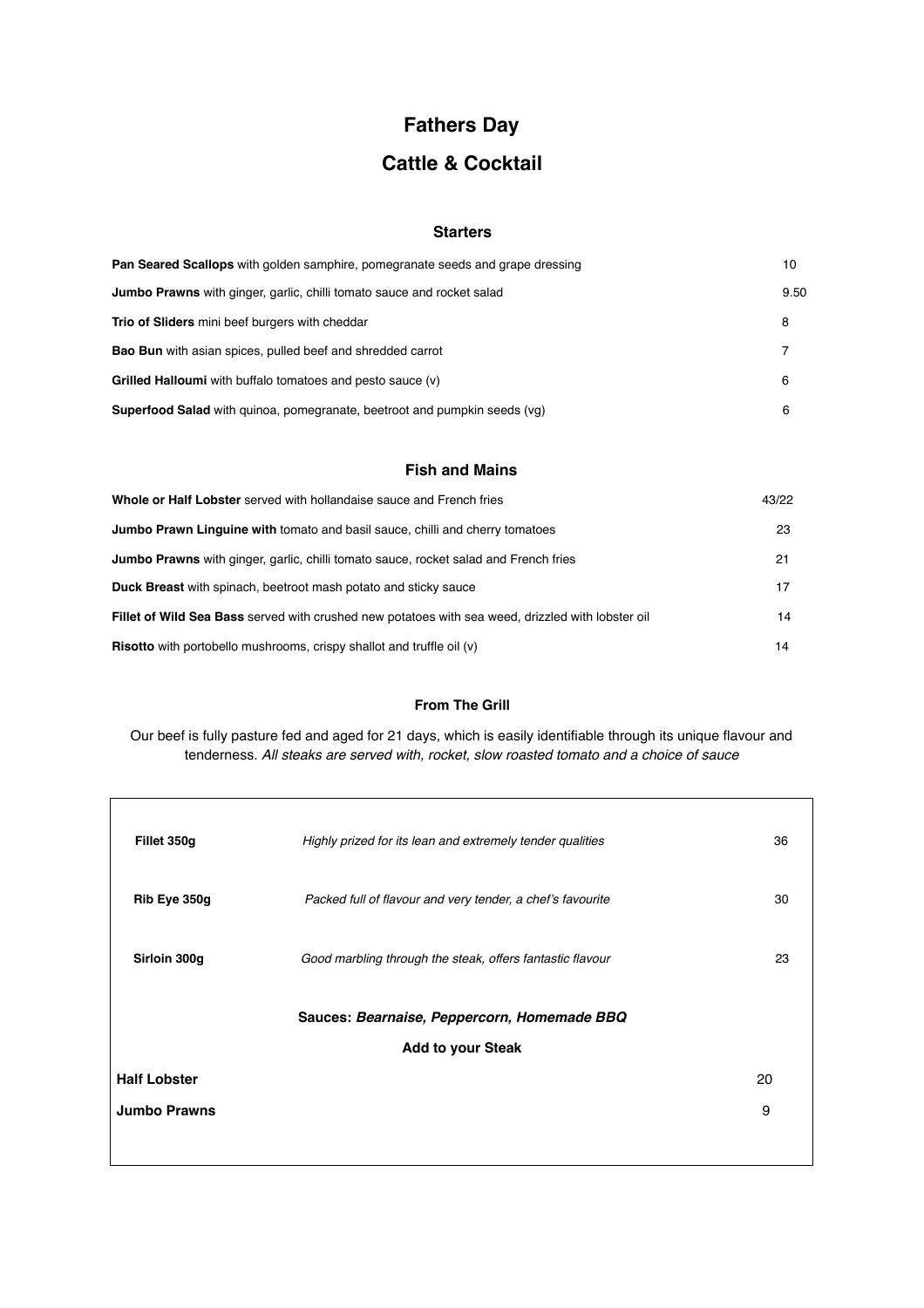# Fathers Day

# Cattle & Cocktail

## Starters

| | |
|---|---|
| **Pan Seared Scallops** with golden samphire, pomegranate seeds and grape dressing | 10 |
| **Jumbo Prawns** with ginger, garlic, chilli tomato sauce and rocket salad | 9.50 |
| **Trio of Sliders** mini beef burgers with cheddar | 8 |
| **Bao Bun** with asian spices, pulled beef and shredded carrot | 7 |
| **Grilled Halloumi** with buffalo tomatoes and pesto sauce (v) | 6 |
| **Superfood Salad** with quinoa, pomegranate, beetroot and pumpkin seeds (vg) | 6 |

## Fish and Mains

| | |
|---|---|
| **Whole or Half Lobster** served with hollandaise sauce and French fries | 43/22 |
| **Jumbo Prawn Linguine with** tomato and basil sauce, chilli and cherry tomatoes | 23 |
| **Jumbo Prawns** with ginger, garlic, chilli tomato sauce, rocket salad and French fries | 21 |
| **Duck Breast** with spinach, beetroot mash potato and sticky sauce | 17 |
| **Fillet of Wild Sea Bass** served with crushed new potatoes with sea weed, drizzled with lobster oil | 14 |
| **Risotto** with portobello mushrooms, crispy shallot and truffle oil (v) | 14 |

### From The Grill

Our beef is fully pasture fed and aged for 21 days, which is easily identifiable through its unique flavour and tenderness. *All steaks are served with, rocket, slow roasted tomato and a choice of sauce*

| | | |
|---|---|---|
| **Fillet 350g** | *Highly prized for its lean and extremely tender qualities* | 36 |
| **Rib Eye 350g** | *Packed full of flavour and very tender, a chef's favourite* | 30 |
| **Sirloin 300g** | *Good marbling through the steak, offers fantastic flavour* | 23 |

**Sauces:** ***Bearnaise, Peppercorn, Homemade BBQ***

**Add to your Steak**

| | |
|---|---|
| **Half Lobster** | 20 |
| **Jumbo Prawns** | 9 |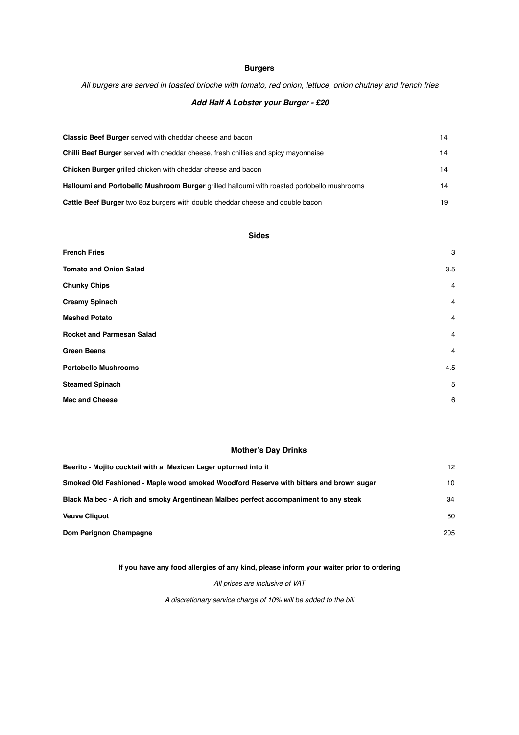## Burgers

*All burgers are served in toasted brioche with tomato, red onion, lettuce, onion chutney and french fries*

***Add Half A Lobster your Burger - £20***

| | |
|---|---|
| **Classic Beef Burger** served with cheddar cheese and bacon | 14 |
| **Chilli Beef Burger** served with cheddar cheese, fresh chillies and spicy mayonnaise | 14 |
| **Chicken Burger** grilled chicken with cheddar cheese and bacon | 14 |
| **Halloumi and Portobello Mushroom Burger** grilled halloumi with roasted portobello mushrooms | 14 |
| **Cattle Beef Burger** two 8oz burgers with double cheddar cheese and double bacon | 19 |

## Sides

| | |
|---|---|
| **French Fries** | 3 |
| **Tomato and Onion Salad** | 3.5 |
| **Chunky Chips** | 4 |
| **Creamy Spinach** | 4 |
| **Mashed Potato** | 4 |
| **Rocket and Parmesan Salad** | 4 |
| **Green Beans** | 4 |
| **Portobello Mushrooms** | 4.5 |
| **Steamed Spinach** | 5 |
| **Mac and Cheese** | 6 |

## Mother's Day Drinks

| | |
|---|---|
| **Beerito - Mojito cocktail with a Mexican Lager upturned into it** | 12 |
| **Smoked Old Fashioned - Maple wood smoked Woodford Reserve with bitters and brown sugar** | 10 |
| **Black Malbec - A rich and smoky Argentinean Malbec perfect accompaniment to any steak** | 34 |
| **Veuve Cliquot** | 80 |
| **Dom Perignon Champagne** | 205 |

**If you have any food allergies of any kind, please inform your waiter prior to ordering**

*All prices are inclusive of VAT*

*A discretionary service charge of 10% will be added to the bill*